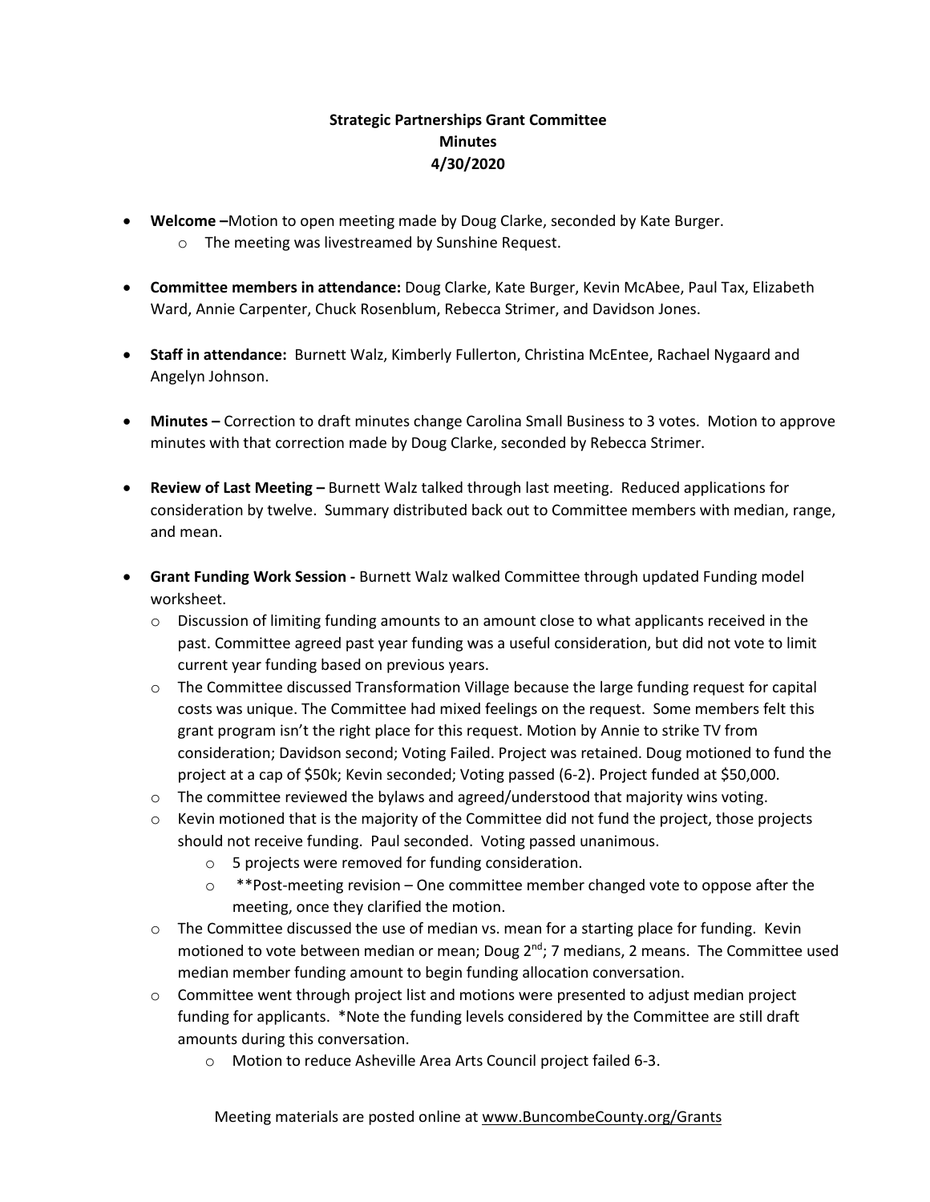**Strategic Partnerships Grant Committee**
**Minutes**
**4/30/2020**

- **Welcome –**Motion to open meeting made by Doug Clarke, seconded by Kate Burger.
  - The meeting was livestreamed by Sunshine Request.

- **Committee members in attendance:** Doug Clarke, Kate Burger, Kevin McAbee, Paul Tax, Elizabeth Ward, Annie Carpenter, Chuck Rosenblum, Rebecca Strimer, and Davidson Jones.

- **Staff in attendance:** Burnett Walz, Kimberly Fullerton, Christina McEntee, Rachael Nygaard and Angelyn Johnson.

- **Minutes –** Correction to draft minutes change Carolina Small Business to 3 votes. Motion to approve minutes with that correction made by Doug Clarke, seconded by Rebecca Strimer.

- **Review of Last Meeting –** Burnett Walz talked through last meeting. Reduced applications for consideration by twelve. Summary distributed back out to Committee members with median, range, and mean.

- **Grant Funding Work Session -** Burnett Walz walked Committee through updated Funding model worksheet.
  - Discussion of limiting funding amounts to an amount close to what applicants received in the past. Committee agreed past year funding was a useful consideration, but did not vote to limit current year funding based on previous years.
  - The Committee discussed Transformation Village because the large funding request for capital costs was unique. The Committee had mixed feelings on the request. Some members felt this grant program isn't the right place for this request. Motion by Annie to strike TV from consideration; Davidson second; Voting Failed. Project was retained. Doug motioned to fund the project at a cap of $50k; Kevin seconded; Voting passed (6-2). Project funded at $50,000.
  - The committee reviewed the bylaws and agreed/understood that majority wins voting.
  - Kevin motioned that is the majority of the Committee did not fund the project, those projects should not receive funding. Paul seconded. Voting passed unanimous.
    - 5 projects were removed for funding consideration.
    - **Post-meeting revision – One committee member changed vote to oppose after the meeting, once they clarified the motion.
  - The Committee discussed the use of median vs. mean for a starting place for funding. Kevin motioned to vote between median or mean; Doug 2nd; 7 medians, 2 means. The Committee used median member funding amount to begin funding allocation conversation.
  - Committee went through project list and motions were presented to adjust median project funding for applicants. *Note the funding levels considered by the Committee are still draft amounts during this conversation.
    - Motion to reduce Asheville Area Arts Council project failed 6-3.

Meeting materials are posted online at www.BuncombeCounty.org/Grants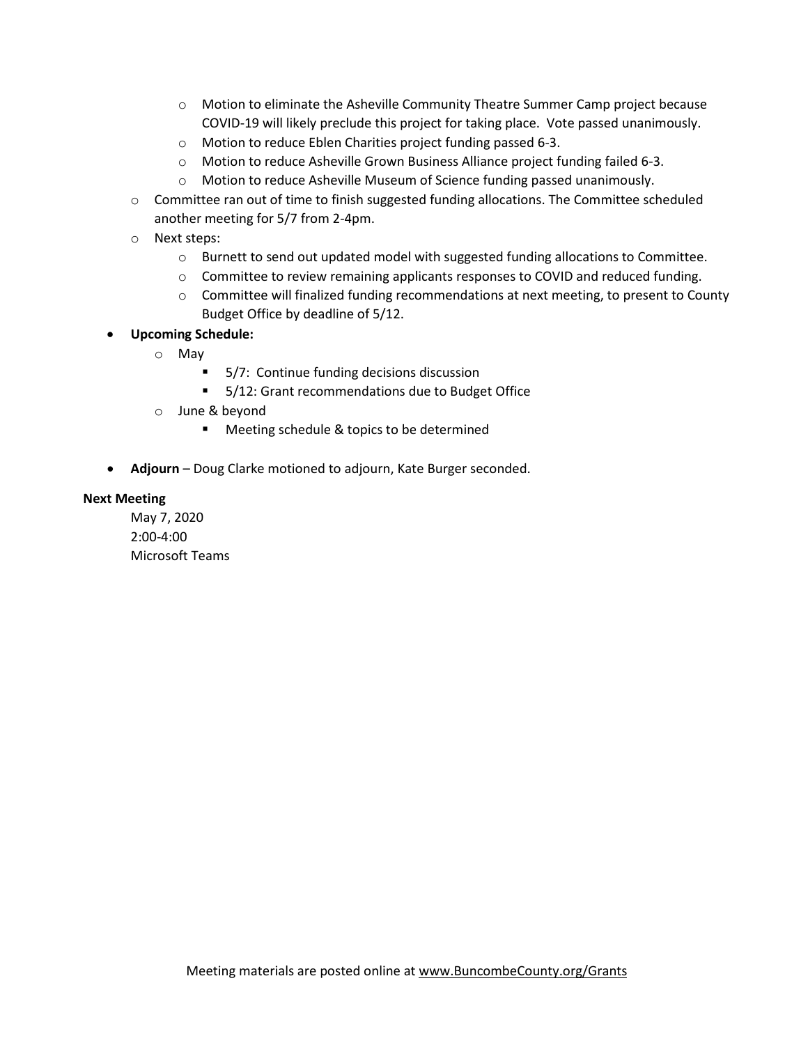- Motion to eliminate the Asheville Community Theatre Summer Camp project because COVID-19 will likely preclude this project for taking place. Vote passed unanimously.
    - Motion to reduce Eblen Charities project funding passed 6-3.
    - Motion to reduce Asheville Grown Business Alliance project funding failed 6-3.
    - Motion to reduce Asheville Museum of Science funding passed unanimously.
  - Committee ran out of time to finish suggested funding allocations. The Committee scheduled another meeting for 5/7 from 2-4pm.
  - Next steps:
    - Burnett to send out updated model with suggested funding allocations to Committee.
    - Committee to review remaining applicants responses to COVID and reduced funding.
    - Committee will finalized funding recommendations at next meeting, to present to County Budget Office by deadline of 5/12.

- **Upcoming Schedule:**
  - May
    - 5/7: Continue funding decisions discussion
    - 5/12: Grant recommendations due to Budget Office
  - June & beyond
    - Meeting schedule & topics to be determined

- **Adjourn** – Doug Clarke motioned to adjourn, Kate Burger seconded.

**Next Meeting**

May 7, 2020
2:00-4:00
Microsoft Teams

Meeting materials are posted online at www.BuncombeCounty.org/Grants